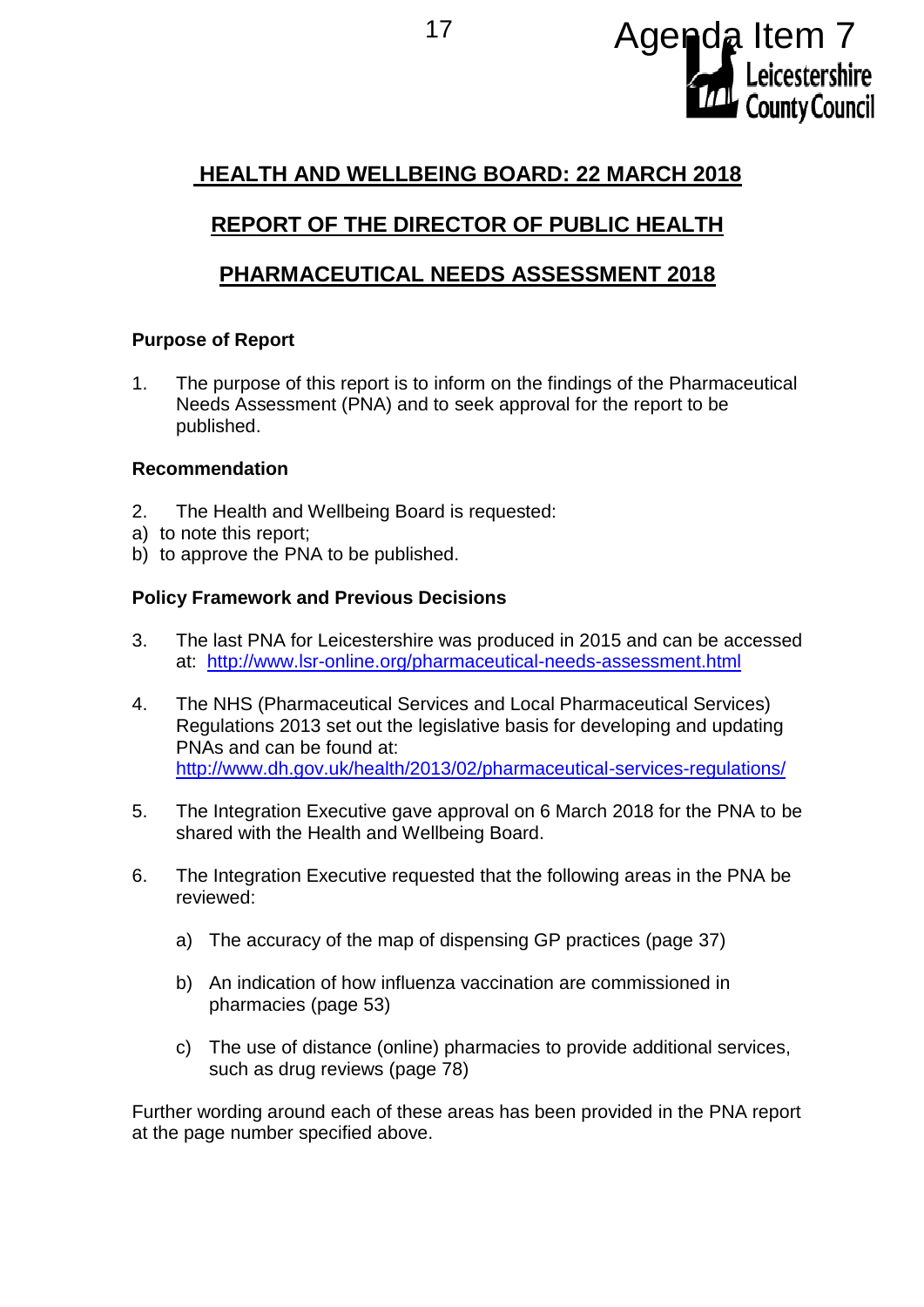Agenda Item 7

# HEALTH AND WELLBEING BOARD: 22 MARCH 2018

## REPORT OF THE DIRECTOR OF PUBLIC HEALTH

## PHARMACEUTICAL NEEDS ASSESSMENT 2018

### Purpose of Report

1. The purpose of this report is to inform on the findings of the Pharmaceutical Needs Assessment (PNA) and to seek approval for the report to be published.

### Recommendation

2. The Health and Wellbeing Board is requested:

a) to note this report;
b) to approve the PNA to be published.

### Policy Framework and Previous Decisions

3. The last PNA for Leicestershire was produced in 2015 and can be accessed at: http://www.lsr-online.org/pharmaceutical-needs-assessment.html

4. The NHS (Pharmaceutical Services and Local Pharmaceutical Services) Regulations 2013 set out the legislative basis for developing and updating PNAs and can be found at: http://www.dh.gov.uk/health/2013/02/pharmaceutical-services-regulations/

5. The Integration Executive gave approval on 6 March 2018 for the PNA to be shared with the Health and Wellbeing Board.

6. The Integration Executive requested that the following areas in the PNA be reviewed:

   a) The accuracy of the map of dispensing GP practices (page 37)

   b) An indication of how influenza vaccination are commissioned in pharmacies (page 53)

   c) The use of distance (online) pharmacies to provide additional services, such as drug reviews (page 78)

Further wording around each of these areas has been provided in the PNA report at the page number specified above.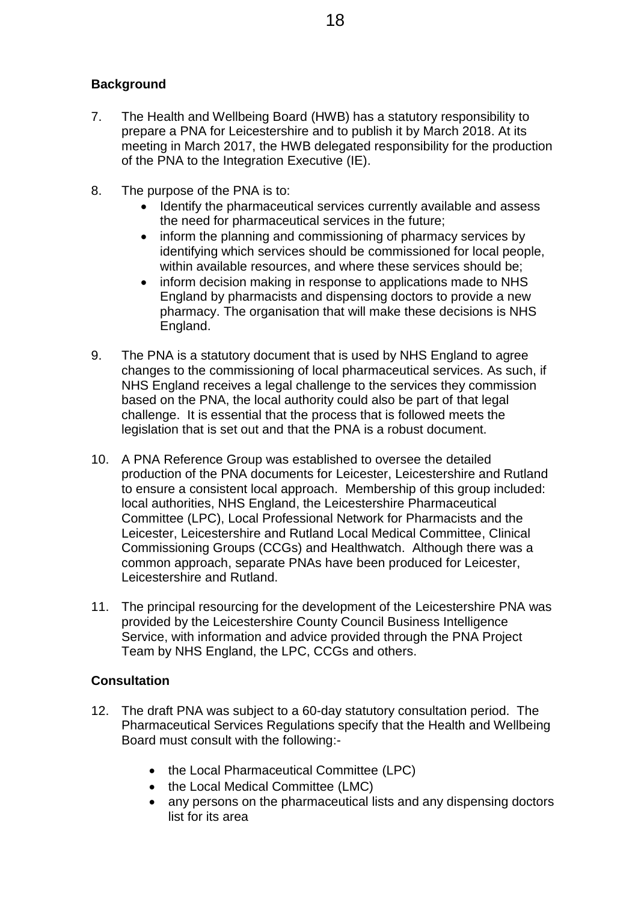**Background**

7. The Health and Wellbeing Board (HWB) has a statutory responsibility to prepare a PNA for Leicestershire and to publish it by March 2018. At its meeting in March 2017, the HWB delegated responsibility for the production of the PNA to the Integration Executive (IE).

8. The purpose of the PNA is to:
   - Identify the pharmaceutical services currently available and assess the need for pharmaceutical services in the future;
   - inform the planning and commissioning of pharmacy services by identifying which services should be commissioned for local people, within available resources, and where these services should be;
   - inform decision making in response to applications made to NHS England by pharmacists and dispensing doctors to provide a new pharmacy. The organisation that will make these decisions is NHS England.

9. The PNA is a statutory document that is used by NHS England to agree changes to the commissioning of local pharmaceutical services. As such, if NHS England receives a legal challenge to the services they commission based on the PNA, the local authority could also be part of that legal challenge. It is essential that the process that is followed meets the legislation that is set out and that the PNA is a robust document.

10. A PNA Reference Group was established to oversee the detailed production of the PNA documents for Leicester, Leicestershire and Rutland to ensure a consistent local approach. Membership of this group included: local authorities, NHS England, the Leicestershire Pharmaceutical Committee (LPC), Local Professional Network for Pharmacists and the Leicester, Leicestershire and Rutland Local Medical Committee, Clinical Commissioning Groups (CCGs) and Healthwatch. Although there was a common approach, separate PNAs have been produced for Leicester, Leicestershire and Rutland.

11. The principal resourcing for the development of the Leicestershire PNA was provided by the Leicestershire County Council Business Intelligence Service, with information and advice provided through the PNA Project Team by NHS England, the LPC, CCGs and others.

**Consultation**

12. The draft PNA was subject to a 60-day statutory consultation period. The Pharmaceutical Services Regulations specify that the Health and Wellbeing Board must consult with the following:-
    - the Local Pharmaceutical Committee (LPC)
    - the Local Medical Committee (LMC)
    - any persons on the pharmaceutical lists and any dispensing doctors list for its area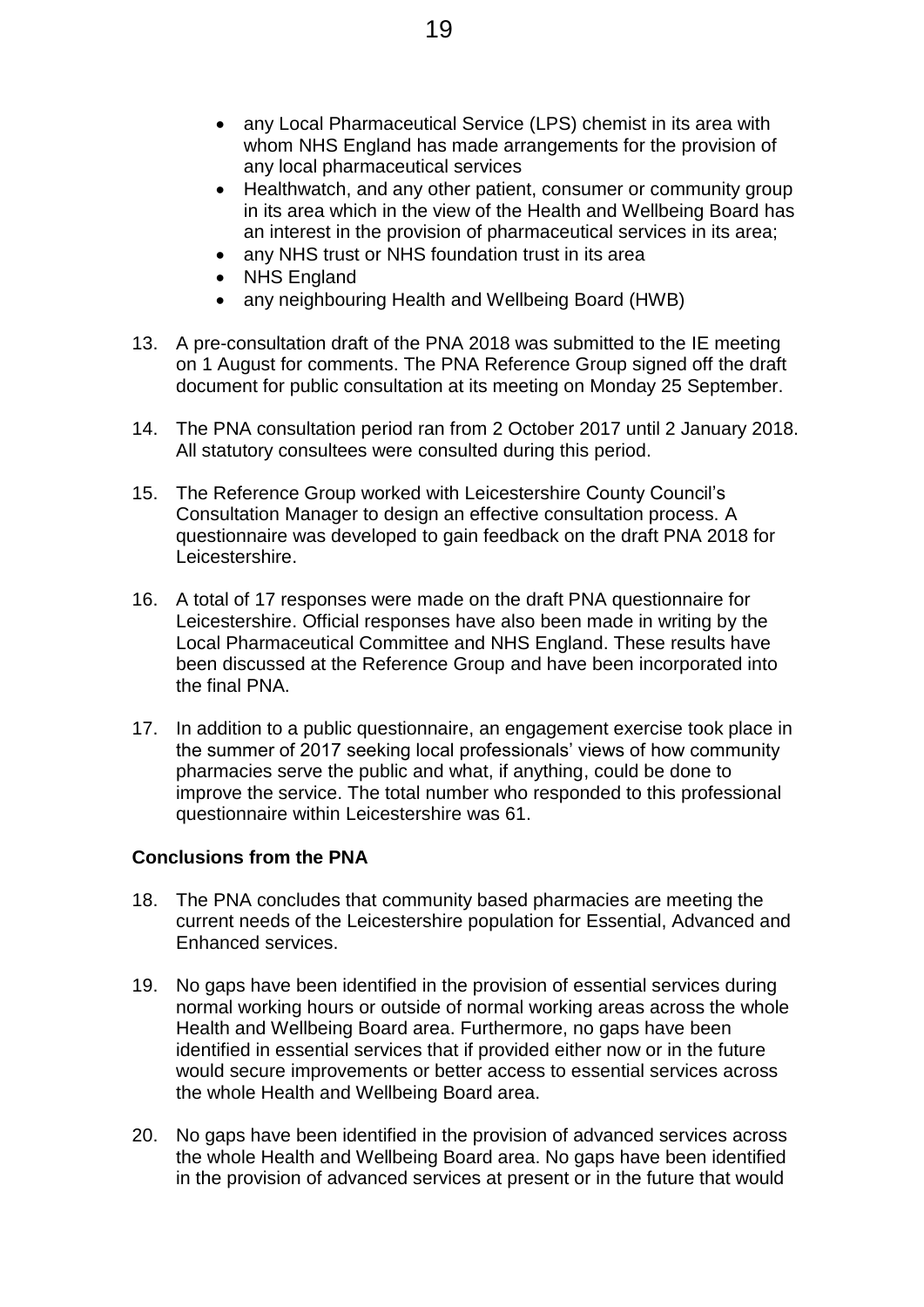- any Local Pharmaceutical Service (LPS) chemist in its area with whom NHS England has made arrangements for the provision of any local pharmaceutical services
- Healthwatch, and any other patient, consumer or community group in its area which in the view of the Health and Wellbeing Board has an interest in the provision of pharmaceutical services in its area;
- any NHS trust or NHS foundation trust in its area
- NHS England
- any neighbouring Health and Wellbeing Board (HWB)

13. A pre-consultation draft of the PNA 2018 was submitted to the IE meeting on 1 August for comments. The PNA Reference Group signed off the draft document for public consultation at its meeting on Monday 25 September.

14. The PNA consultation period ran from 2 October 2017 until 2 January 2018. All statutory consultees were consulted during this period.

15. The Reference Group worked with Leicestershire County Council's Consultation Manager to design an effective consultation process. A questionnaire was developed to gain feedback on the draft PNA 2018 for Leicestershire.

16. A total of 17 responses were made on the draft PNA questionnaire for Leicestershire. Official responses have also been made in writing by the Local Pharmaceutical Committee and NHS England. These results have been discussed at the Reference Group and have been incorporated into the final PNA.

17. In addition to a public questionnaire, an engagement exercise took place in the summer of 2017 seeking local professionals' views of how community pharmacies serve the public and what, if anything, could be done to improve the service. The total number who responded to this professional questionnaire within Leicestershire was 61.

**Conclusions from the PNA**

18. The PNA concludes that community based pharmacies are meeting the current needs of the Leicestershire population for Essential, Advanced and Enhanced services.

19. No gaps have been identified in the provision of essential services during normal working hours or outside of normal working areas across the whole Health and Wellbeing Board area. Furthermore, no gaps have been identified in essential services that if provided either now or in the future would secure improvements or better access to essential services across the whole Health and Wellbeing Board area.

20. No gaps have been identified in the provision of advanced services across the whole Health and Wellbeing Board area. No gaps have been identified in the provision of advanced services at present or in the future that would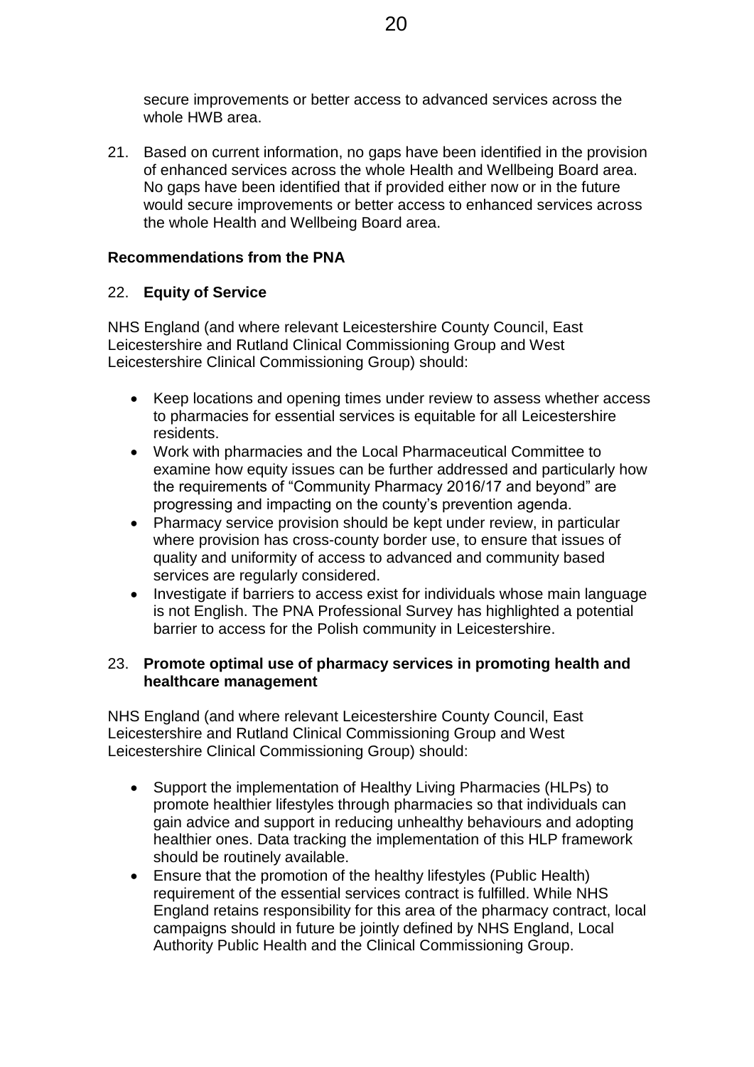secure improvements or better access to advanced services across the whole HWB area.

21. Based on current information, no gaps have been identified in the provision of enhanced services across the whole Health and Wellbeing Board area. No gaps have been identified that if provided either now or in the future would secure improvements or better access to enhanced services across the whole Health and Wellbeing Board area.

**Recommendations from the PNA**

22. **Equity of Service**

NHS England (and where relevant Leicestershire County Council, East Leicestershire and Rutland Clinical Commissioning Group and West Leicestershire Clinical Commissioning Group) should:

- Keep locations and opening times under review to assess whether access to pharmacies for essential services is equitable for all Leicestershire residents.
- Work with pharmacies and the Local Pharmaceutical Committee to examine how equity issues can be further addressed and particularly how the requirements of "Community Pharmacy 2016/17 and beyond" are progressing and impacting on the county's prevention agenda.
- Pharmacy service provision should be kept under review, in particular where provision has cross-county border use, to ensure that issues of quality and uniformity of access to advanced and community based services are regularly considered.
- Investigate if barriers to access exist for individuals whose main language is not English. The PNA Professional Survey has highlighted a potential barrier to access for the Polish community in Leicestershire.

23. **Promote optimal use of pharmacy services in promoting health and healthcare management**

NHS England (and where relevant Leicestershire County Council, East Leicestershire and Rutland Clinical Commissioning Group and West Leicestershire Clinical Commissioning Group) should:

- Support the implementation of Healthy Living Pharmacies (HLPs) to promote healthier lifestyles through pharmacies so that individuals can gain advice and support in reducing unhealthy behaviours and adopting healthier ones. Data tracking the implementation of this HLP framework should be routinely available.
- Ensure that the promotion of the healthy lifestyles (Public Health) requirement of the essential services contract is fulfilled. While NHS England retains responsibility for this area of the pharmacy contract, local campaigns should in future be jointly defined by NHS England, Local Authority Public Health and the Clinical Commissioning Group.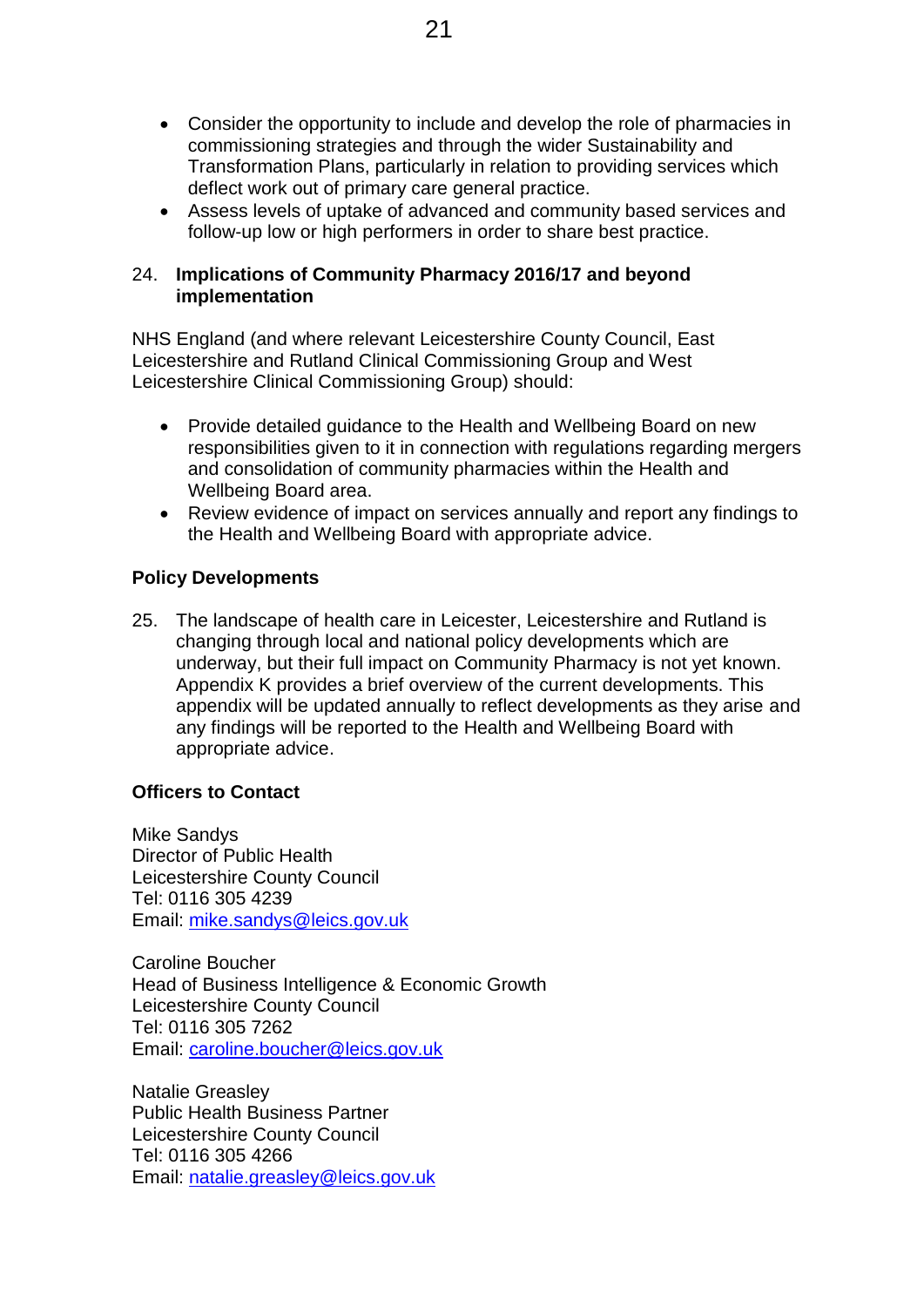- Consider the opportunity to include and develop the role of pharmacies in commissioning strategies and through the wider Sustainability and Transformation Plans, particularly in relation to providing services which deflect work out of primary care general practice.
- Assess levels of uptake of advanced and community based services and follow-up low or high performers in order to share best practice.

24. **Implications of Community Pharmacy 2016/17 and beyond implementation**

NHS England (and where relevant Leicestershire County Council, East Leicestershire and Rutland Clinical Commissioning Group and West Leicestershire Clinical Commissioning Group) should:

- Provide detailed guidance to the Health and Wellbeing Board on new responsibilities given to it in connection with regulations regarding mergers and consolidation of community pharmacies within the Health and Wellbeing Board area.
- Review evidence of impact on services annually and report any findings to the Health and Wellbeing Board with appropriate advice.

**Policy Developments**

25. The landscape of health care in Leicester, Leicestershire and Rutland is changing through local and national policy developments which are underway, but their full impact on Community Pharmacy is not yet known. Appendix K provides a brief overview of the current developments. This appendix will be updated annually to reflect developments as they arise and any findings will be reported to the Health and Wellbeing Board with appropriate advice.

**Officers to Contact**

Mike Sandys
Director of Public Health
Leicestershire County Council
Tel: 0116 305 4239
Email: mike.sandys@leics.gov.uk

Caroline Boucher
Head of Business Intelligence & Economic Growth
Leicestershire County Council
Tel: 0116 305 7262
Email: caroline.boucher@leics.gov.uk

Natalie Greasley
Public Health Business Partner
Leicestershire County Council
Tel: 0116 305 4266
Email: natalie.greasley@leics.gov.uk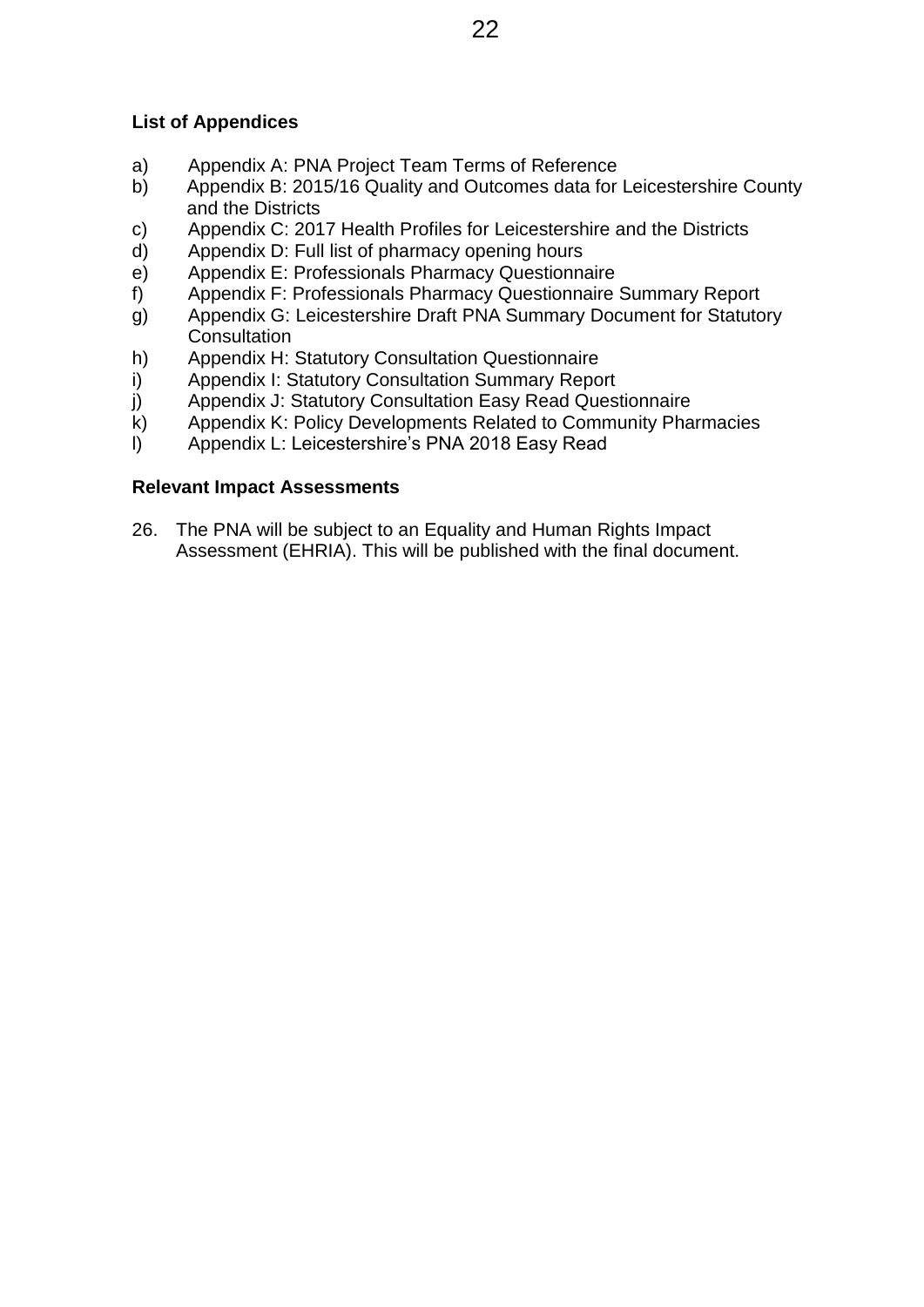**List of Appendices**

a) Appendix A: PNA Project Team Terms of Reference
b) Appendix B: 2015/16 Quality and Outcomes data for Leicestershire County and the Districts
c) Appendix C: 2017 Health Profiles for Leicestershire and the Districts
d) Appendix D: Full list of pharmacy opening hours
e) Appendix E: Professionals Pharmacy Questionnaire
f) Appendix F: Professionals Pharmacy Questionnaire Summary Report
g) Appendix G: Leicestershire Draft PNA Summary Document for Statutory Consultation
h) Appendix H: Statutory Consultation Questionnaire
i) Appendix I: Statutory Consultation Summary Report
j) Appendix J: Statutory Consultation Easy Read Questionnaire
k) Appendix K: Policy Developments Related to Community Pharmacies
l) Appendix L: Leicestershire's PNA 2018 Easy Read

**Relevant Impact Assessments**

26. The PNA will be subject to an Equality and Human Rights Impact Assessment (EHRIA). This will be published with the final document.